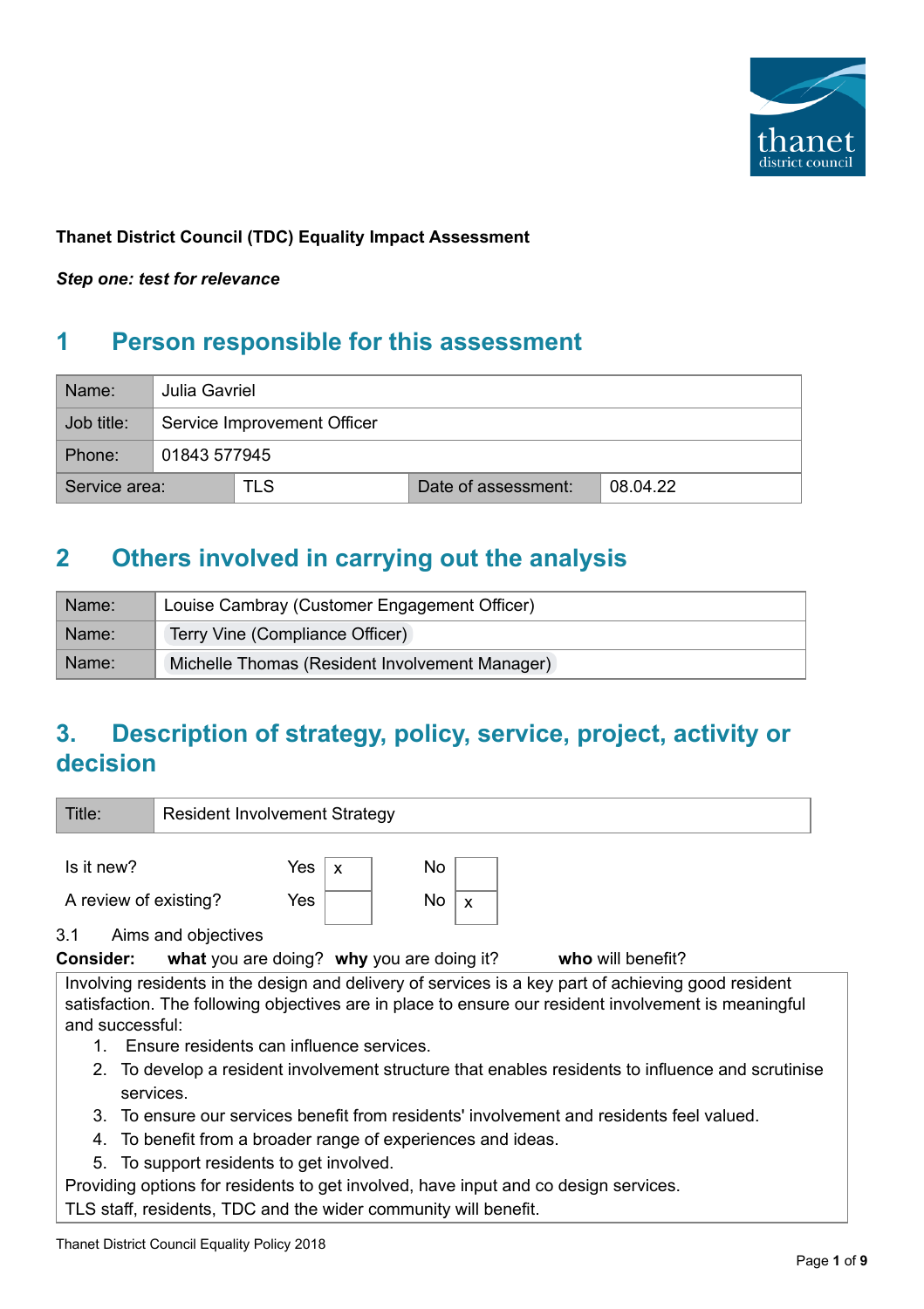**Thanet District Council (TDC) Equality Impact Assessment**

***Step one: test for relevance***

## 1 Person responsible for this assessment

| Name: | Julia Gavriel | | |
|---|---|---|---|
| Job title: | Service Improvement Officer | | |
| Phone: | 01843 577945 | | |
| Service area: | TLS | Date of assessment: | 08.04.22 |

## 2 Others involved in carrying out the analysis

| Name: | Louise Cambray (Customer Engagement Officer) |
|---|---|
| Name: | Terry Vine (Compliance Officer) |
| Name: | Michelle Thomas (Resident Involvement Manager) |

## 3. Description of strategy, policy, service, project, activity or decision

| Title: | Resident Involvement Strategy |
|---|---|

| | Yes | | No | |
|---|---|---|---|---|
| Is it new? | Yes | x | No | |
| A review of existing? | Yes | | No | x |

3.1 Aims and objectives

**Consider:** **what** you are doing? **why** you are doing it? **who** will benefit?

Involving residents in the design and delivery of services is a key part of achieving good resident satisfaction. The following objectives are in place to ensure our resident involvement is meaningful and successful:

1. Ensure residents can influence services.
2. To develop a resident involvement structure that enables residents to influence and scrutinise services.
3. To ensure our services benefit from residents' involvement and residents feel valued.
4. To benefit from a broader range of experiences and ideas.
5. To support residents to get involved.

Providing options for residents to get involved, have input and co design services.

TLS staff, residents, TDC and the wider community will benefit.

Thanet District Council Equality Policy 2018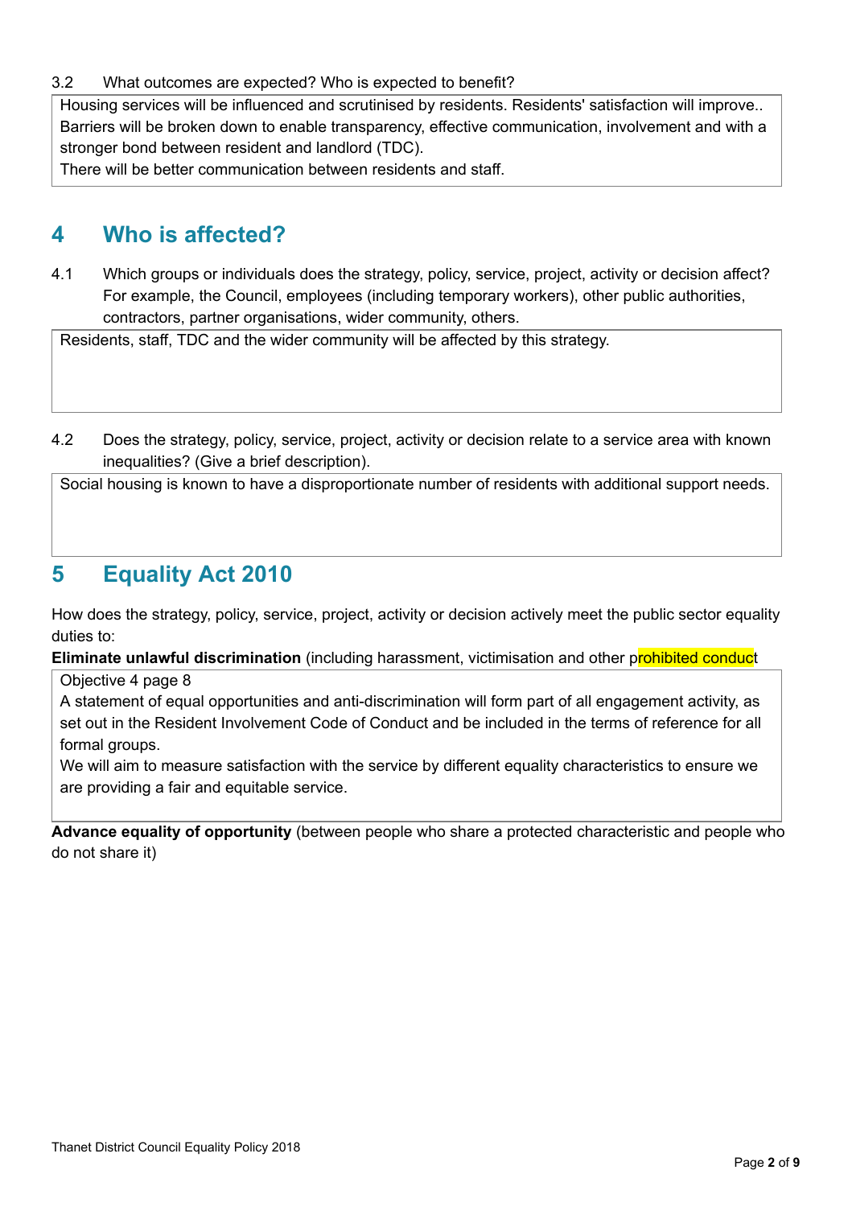3.2 What outcomes are expected? Who is expected to benefit?

Housing services will be influenced and scrutinised by residents. Residents' satisfaction will improve.. Barriers will be broken down to enable transparency, effective communication, involvement and with a stronger bond between resident and landlord (TDC).
There will be better communication between residents and staff.

## 4 Who is affected?

4.1 Which groups or individuals does the strategy, policy, service, project, activity or decision affect? For example, the Council, employees (including temporary workers), other public authorities, contractors, partner organisations, wider community, others.

Residents, staff, TDC and the wider community will be affected by this strategy.

4.2 Does the strategy, policy, service, project, activity or decision relate to a service area with known inequalities? (Give a brief description).

Social housing is known to have a disproportionate number of residents with additional support needs.

## 5 Equality Act 2010

How does the strategy, policy, service, project, activity or decision actively meet the public sector equality duties to:

**Eliminate unlawful discrimination** (including harassment, victimisation and other prohibited conduct

Objective 4 page 8
A statement of equal opportunities and anti-discrimination will form part of all engagement activity, as set out in the Resident Involvement Code of Conduct and be included in the terms of reference for all formal groups.
We will aim to measure satisfaction with the service by different equality characteristics to ensure we are providing a fair and equitable service.

**Advance equality of opportunity** (between people who share a protected characteristic and people who do not share it)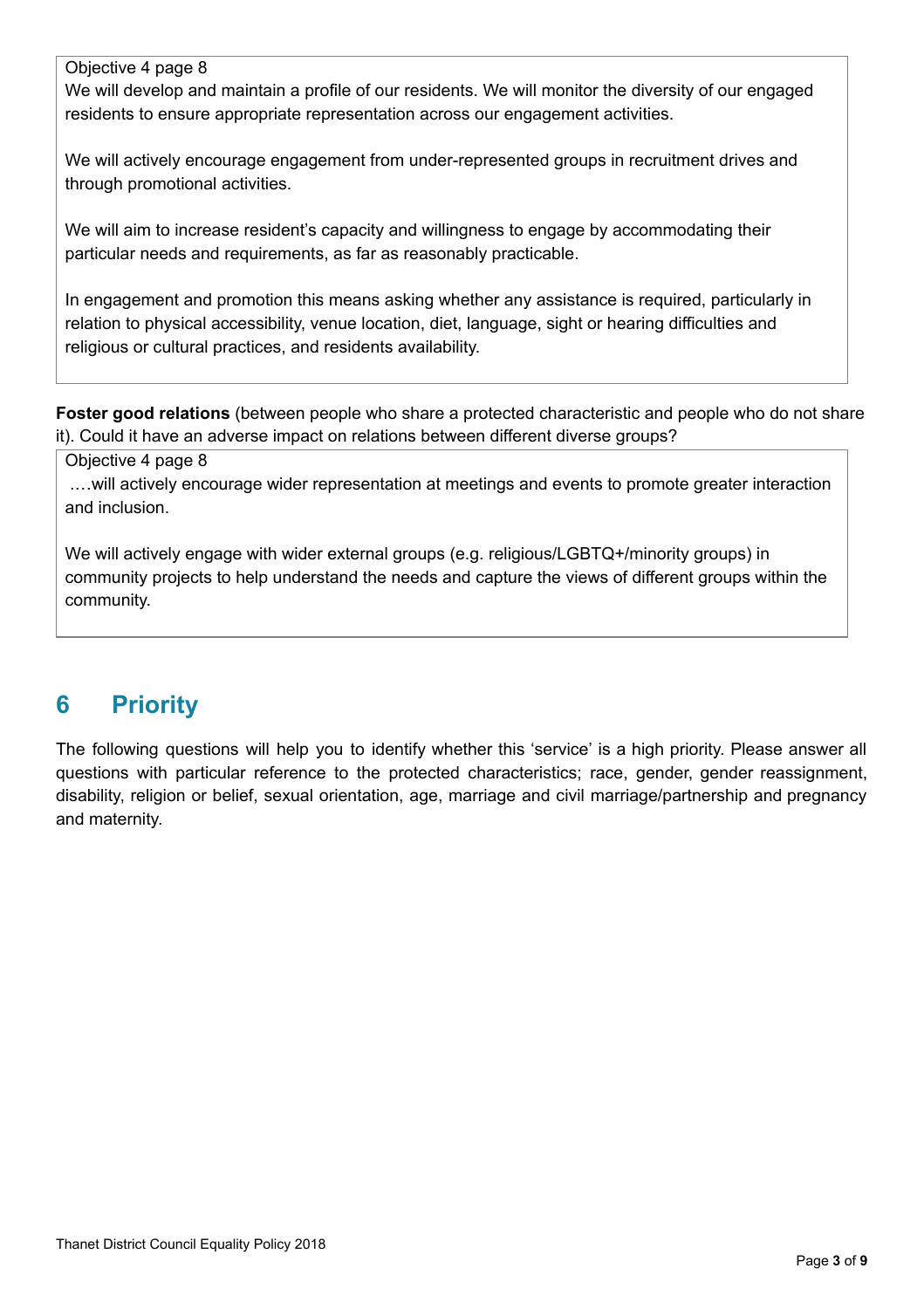Objective 4 page 8

We will develop and maintain a profile of our residents. We will monitor the diversity of our engaged residents to ensure appropriate representation across our engagement activities.

We will actively encourage engagement from under-represented groups in recruitment drives and through promotional activities.

We will aim to increase resident's capacity and willingness to engage by accommodating their particular needs and requirements, as far as reasonably practicable.

In engagement and promotion this means asking whether any assistance is required, particularly in relation to physical accessibility, venue location, diet, language, sight or hearing difficulties and religious or cultural practices, and residents availability.

**Foster good relations** (between people who share a protected characteristic and people who do not share it). Could it have an adverse impact on relations between different diverse groups?

Objective 4 page 8

….will actively encourage wider representation at meetings and events to promote greater interaction and inclusion.

We will actively engage with wider external groups (e.g. religious/LGBTQ+/minority groups) in community projects to help understand the needs and capture the views of different groups within the community.

## 6 Priority

The following questions will help you to identify whether this 'service' is a high priority. Please answer all questions with particular reference to the protected characteristics; race, gender, gender reassignment, disability, religion or belief, sexual orientation, age, marriage and civil marriage/partnership and pregnancy and maternity.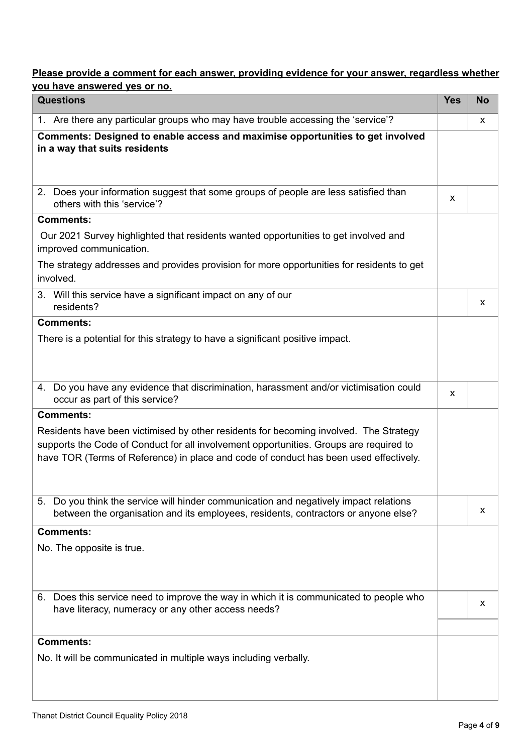**<u>Please provide a comment for each answer, providing evidence for your answer, regardless whether you have answered yes or no.</u>**

| Questions | Yes | No |
|---|---|---|
| 1. Are there any particular groups who may have trouble accessing the 'service'? | | x |
| **Comments: Designed to enable access and maximise opportunities to get involved in a way that suits residents** | | |
| 2. Does your information suggest that some groups of people are less satisfied than others with this 'service'? | x | |
| **Comments:**<br>Our 2021 Survey highlighted that residents wanted opportunities to get involved and improved communication.<br>The strategy addresses and provides provision for more opportunities for residents to get involved. | | |
| 3. Will this service have a significant impact on any of our residents? | | x |
| **Comments:**<br>There is a potential for this strategy to have a significant positive impact. | | |
| 4. Do you have any evidence that discrimination, harassment and/or victimisation could occur as part of this service? | x | |
| **Comments:**<br>Residents have been victimised by other residents for becoming involved. The Strategy supports the Code of Conduct for all involvement opportunities. Groups are required to have TOR (Terms of Reference) in place and code of conduct has been used effectively. | | |
| 5. Do you think the service will hinder communication and negatively impact relations between the organisation and its employees, residents, contractors or anyone else? | | x |
| **Comments:**<br>No. The opposite is true. | | |
| 6. Does this service need to improve the way in which it is communicated to people who have literacy, numeracy or any other access needs? | | x |
| **Comments:**<br>No. It will be communicated in multiple ways including verbally. | | |

Thanet District Council Equality Policy 2018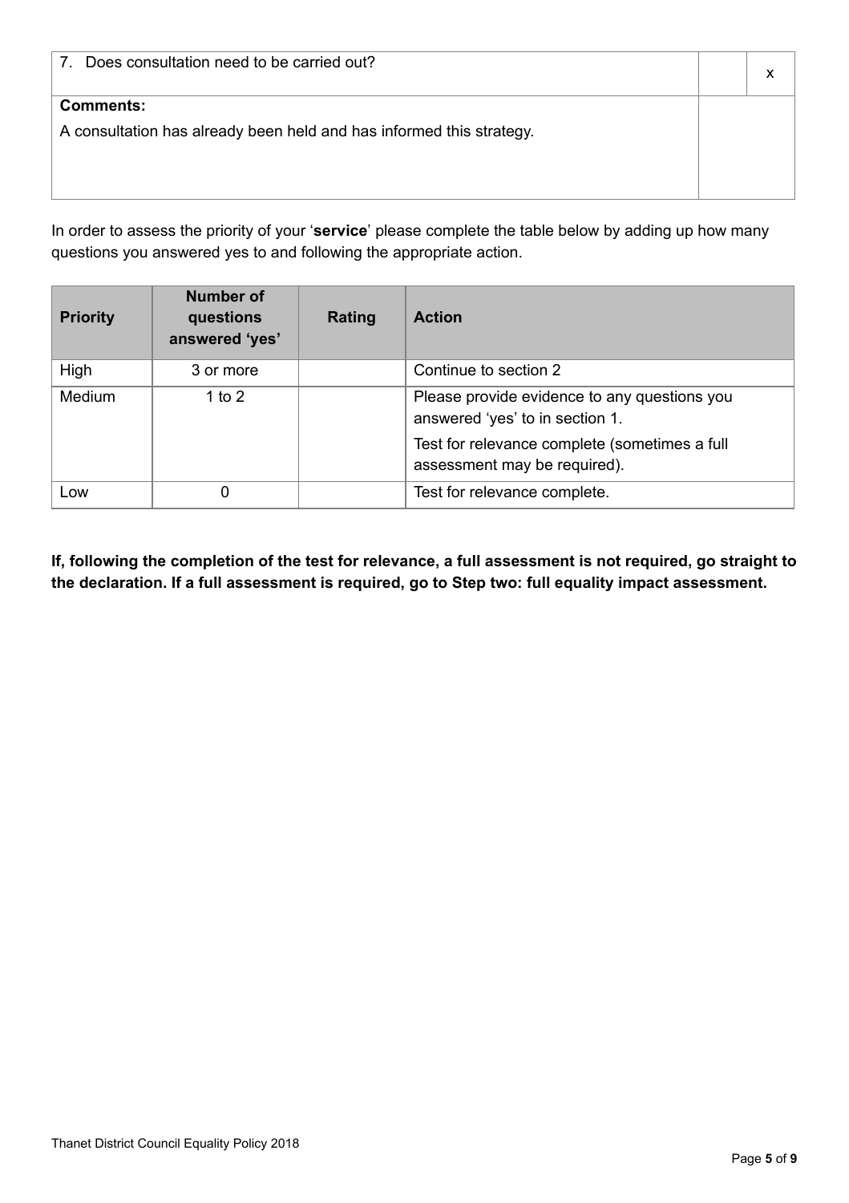| 7. Does consultation need to be carried out? | | x |
|---|---|---|
| **Comments:**<br>A consultation has already been held and has informed this strategy. | | |

In order to assess the priority of your '**service**' please complete the table below by adding up how many questions you answered yes to and following the appropriate action.

| Priority | Number of questions answered 'yes' | Rating | Action |
|---|---|---|---|
| High | 3 or more | | Continue to section 2 |
| Medium | 1 to 2 | | Please provide evidence to any questions you answered 'yes' to in section 1.<br>Test for relevance complete (sometimes a full assessment may be required). |
| Low | 0 | | Test for relevance complete. |

**If, following the completion of the test for relevance, a full assessment is not required, go straight to the declaration. If a full assessment is required, go to Step two: full equality impact assessment.**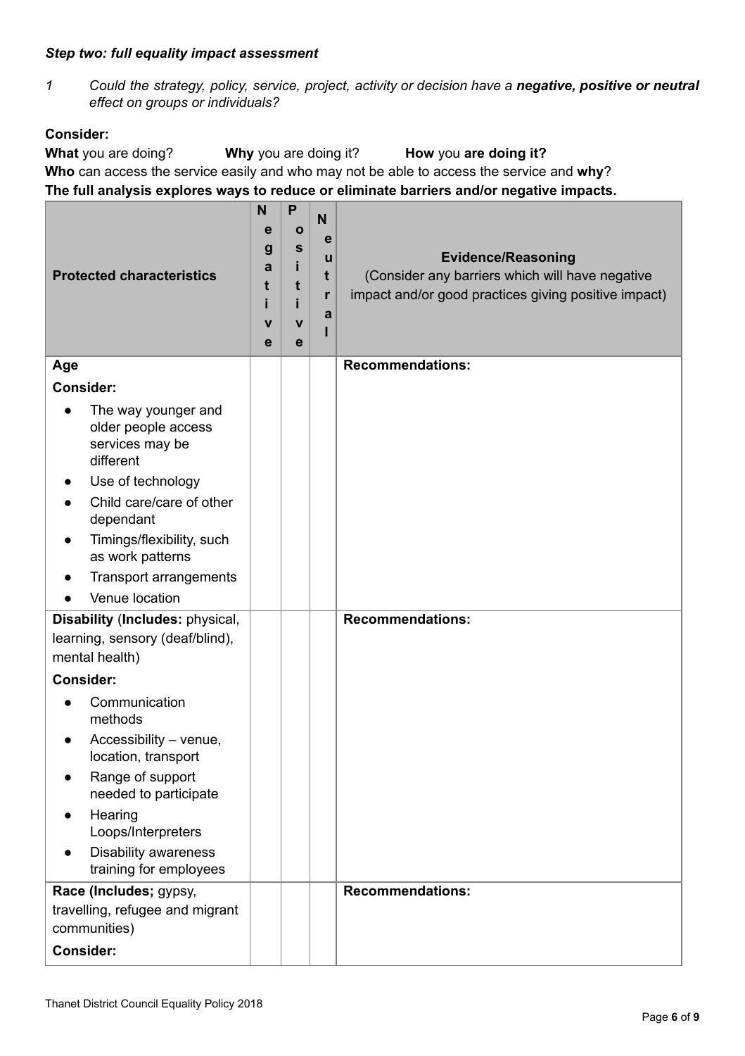***Step two: full equality impact assessment***

*1 Could the strategy, policy, service, project, activity or decision have a **negative, positive or neutral** effect on groups or individuals?*

**Consider:**

**What** you are doing? **Why** you are doing it? **How** you **are doing it?**

**Who** can access the service easily and who may not be able to access the service and **why**?

**The full analysis explores ways to reduce or eliminate barriers and/or negative impacts.**

| **Protected characteristics** | **Negative** | **Positive** | **Neutral** | **Evidence/Reasoning**<br>(Consider any barriers which will have negative impact and/or good practices giving positive impact) |
|---|---|---|---|---|
| **Age**<br>**Consider:**<br>• The way younger and older people access services may be different<br>• Use of technology<br>• Child care/care of other dependant<br>• Timings/flexibility, such as work patterns<br>• Transport arrangements<br>• Venue location | | | | **Recommendations:** |
| **Disability** (**Includes:** physical, learning, sensory (deaf/blind), mental health)<br>**Consider:**<br>• Communication methods<br>• Accessibility – venue, location, transport<br>• Range of support needed to participate<br>• Hearing Loops/Interpreters<br>• Disability awareness training for employees | | | | **Recommendations:** |
| **Race (Includes;** gypsy, travelling, refugee and migrant communities)<br>**Consider:** | | | | **Recommendations:** |

Thanet District Council Equality Policy 2018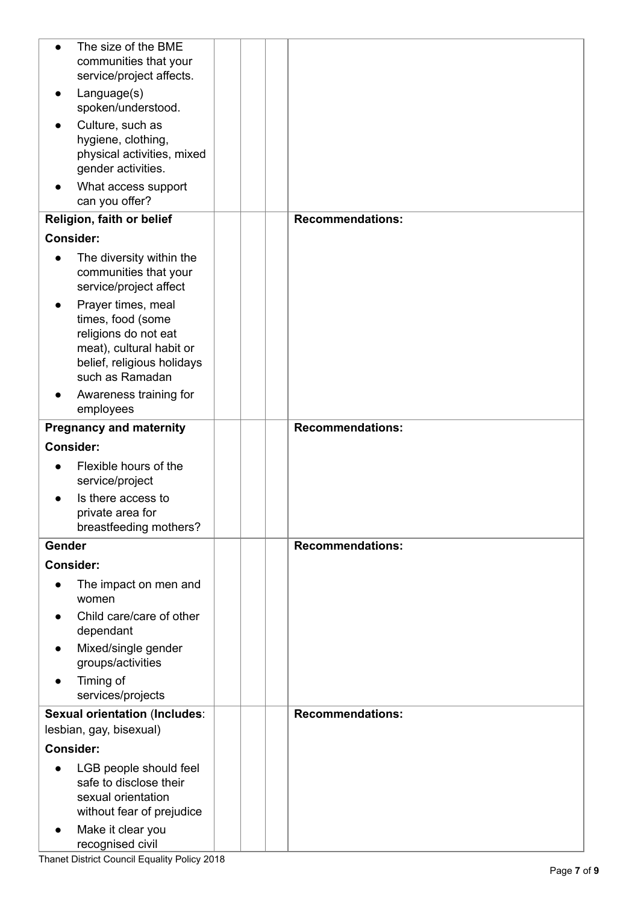| | | | |
|---|---|---|---|
| <ul><li>The size of the BME communities that your service/project affects.</li><li>Language(s) spoken/understood.</li><li>Culture, such as hygiene, clothing, physical activities, mixed gender activities.</li><li>What access support can you offer?</li></ul> | | | |
| **Religion, faith or belief**<br>**Consider:**<ul><li>The diversity within the communities that your service/project affect</li><li>Prayer times, meal times, food (some religions do not eat meat), cultural habit or belief, religious holidays such as Ramadan</li><li>Awareness training for employees</li></ul> | | | **Recommendations:** |
| **Pregnancy and maternity**<br>**Consider:**<ul><li>Flexible hours of the service/project</li><li>Is there access to private area for breastfeeding mothers?</li></ul> | | | **Recommendations:** |
| **Gender**<br>**Consider:**<ul><li>The impact on men and women</li><li>Child care/care of other dependant</li><li>Mixed/single gender groups/activities</li><li>Timing of services/projects</li></ul> | | | **Recommendations:** |
| **Sexual orientation** (**Includes**: lesbian, gay, bisexual)<br>**Consider:**<ul><li>LGB people should feel safe to disclose their sexual orientation without fear of prejudice</li><li>Make it clear you recognised civil</li></ul> | | | **Recommendations:** |

Thanet District Council Equality Policy 2018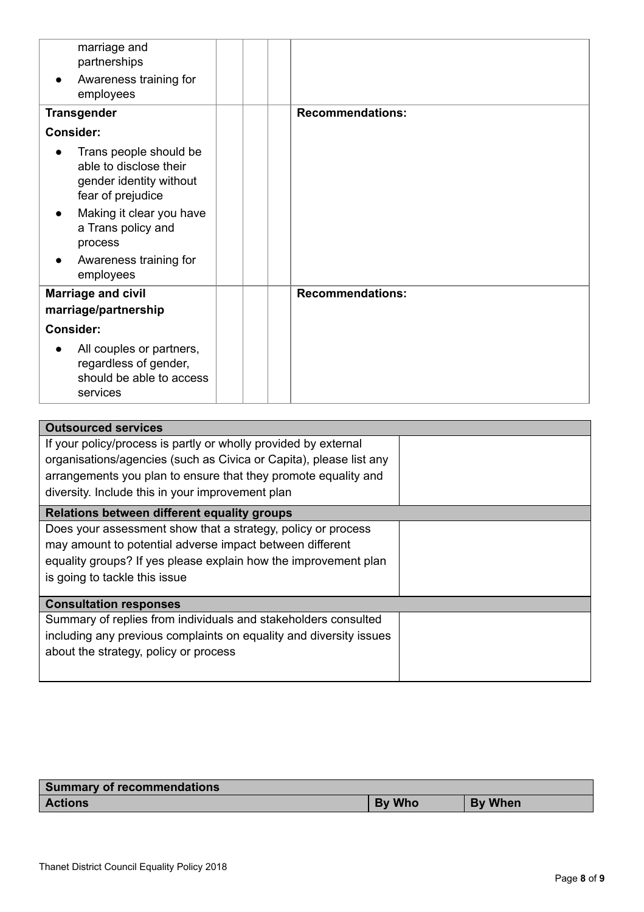| | | | | |
|---|---|---|---|---|
| marriage and partnerships<br>• Awareness training for employees | | | | |
| **Transgender**<br>**Consider:**<br>• Trans people should be able to disclose their gender identity without fear of prejudice<br>• Making it clear you have a Trans policy and process<br>• Awareness training for employees | | | | **Recommendations:** |
| **Marriage and civil marriage/partnership**<br>**Consider:**<br>• All couples or partners, regardless of gender, should be able to access services | | | | **Recommendations:** |

| **Outsourced services** | |
|---|---|
| If your policy/process is partly or wholly provided by external organisations/agencies (such as Civica or Capita), please list any arrangements you plan to ensure that they promote equality and diversity. Include this in your improvement plan | |
| **Relations between different equality groups** | |
| Does your assessment show that a strategy, policy or process may amount to potential adverse impact between different equality groups? If yes please explain how the improvement plan is going to tackle this issue | |
| **Consultation responses** | |
| Summary of replies from individuals and stakeholders consulted including any previous complaints on equality and diversity issues about the strategy, policy or process | |

| **Summary of recommendations** | | |
|---|---|---|
| **Actions** | **By Who** | **By When** |

Thanet District Council Equality Policy 2018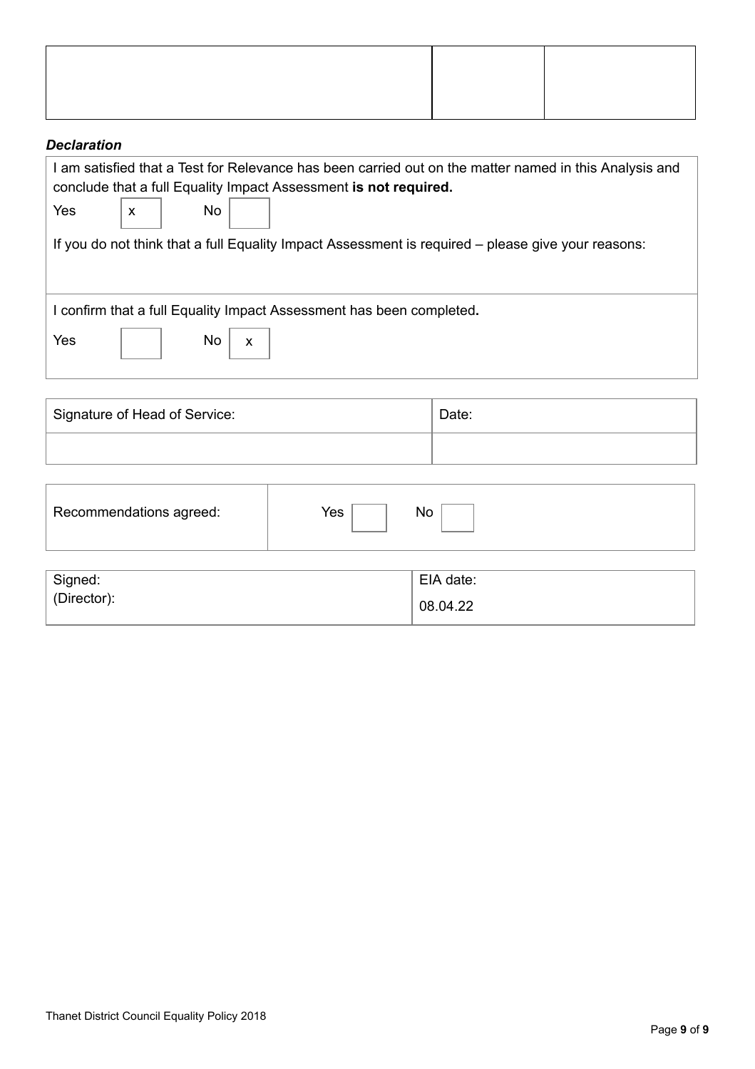| | | |
|---|---|---|
| | | |

***Declaration***

I am satisfied that a Test for Relevance has been carried out on the matter named in this Analysis and conclude that a full Equality Impact Assessment **is not required.**

Yes [x] No [ ]

If you do not think that a full Equality Impact Assessment is required – please give your reasons:

I confirm that a full Equality Impact Assessment has been completed**.**

Yes [ ] No [x]

| Signature of Head of Service: | Date: |
|---|---|
| | |

| | |
|---|---|
| Recommendations agreed: | Yes [ ] No [ ] |

| | |
|---|---|
| Signed: (Director): | EIA date: 08.04.22 |